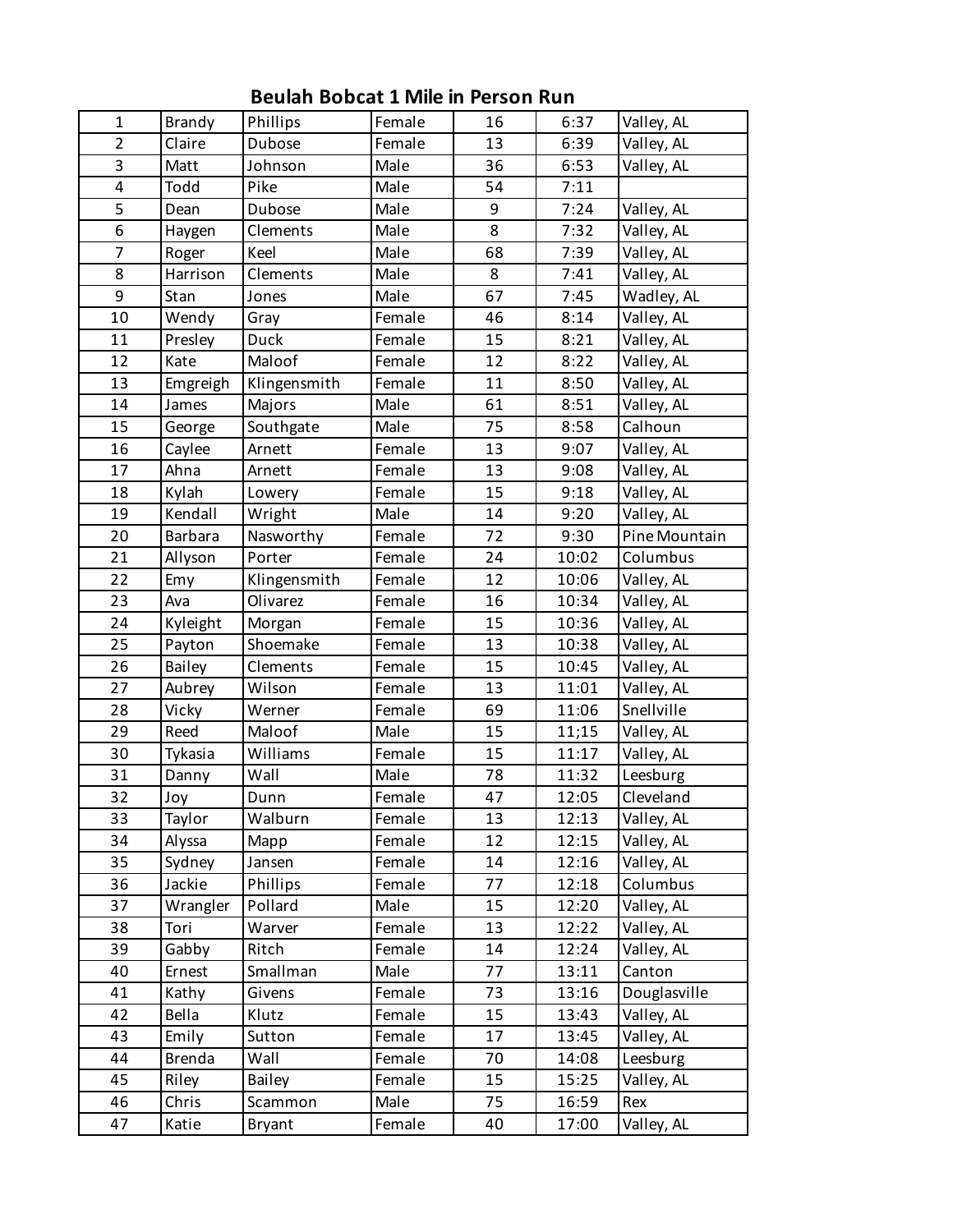# Beulah Bobcat 1 Mile in Person Run

| | | | | | | |
|---|---|---|---|---|---|---|
| 1 | Brandy | Phillips | Female | 16 | 6:37 | Valley, AL |
| 2 | Claire | Dubose | Female | 13 | 6:39 | Valley, AL |
| 3 | Matt | Johnson | Male | 36 | 6:53 | Valley, AL |
| 4 | Todd | Pike | Male | 54 | 7:11 | |
| 5 | Dean | Dubose | Male | 9 | 7:24 | Valley, AL |
| 6 | Haygen | Clements | Male | 8 | 7:32 | Valley, AL |
| 7 | Roger | Keel | Male | 68 | 7:39 | Valley, AL |
| 8 | Harrison | Clements | Male | 8 | 7:41 | Valley, AL |
| 9 | Stan | Jones | Male | 67 | 7:45 | Wadley, AL |
| 10 | Wendy | Gray | Female | 46 | 8:14 | Valley, AL |
| 11 | Presley | Duck | Female | 15 | 8:21 | Valley, AL |
| 12 | Kate | Maloof | Female | 12 | 8:22 | Valley, AL |
| 13 | Emgreigh | Klingensmith | Female | 11 | 8:50 | Valley, AL |
| 14 | James | Majors | Male | 61 | 8:51 | Valley, AL |
| 15 | George | Southgate | Male | 75 | 8:58 | Calhoun |
| 16 | Caylee | Arnett | Female | 13 | 9:07 | Valley, AL |
| 17 | Ahna | Arnett | Female | 13 | 9:08 | Valley, AL |
| 18 | Kylah | Lowery | Female | 15 | 9:18 | Valley, AL |
| 19 | Kendall | Wright | Male | 14 | 9:20 | Valley, AL |
| 20 | Barbara | Nasworthy | Female | 72 | 9:30 | Pine Mountain |
| 21 | Allyson | Porter | Female | 24 | 10:02 | Columbus |
| 22 | Emy | Klingensmith | Female | 12 | 10:06 | Valley, AL |
| 23 | Ava | Olivarez | Female | 16 | 10:34 | Valley, AL |
| 24 | Kyleight | Morgan | Female | 15 | 10:36 | Valley, AL |
| 25 | Payton | Shoemake | Female | 13 | 10:38 | Valley, AL |
| 26 | Bailey | Clements | Female | 15 | 10:45 | Valley, AL |
| 27 | Aubrey | Wilson | Female | 13 | 11:01 | Valley, AL |
| 28 | Vicky | Werner | Female | 69 | 11:06 | Snellville |
| 29 | Reed | Maloof | Male | 15 | 11;15 | Valley, AL |
| 30 | Tykasia | Williams | Female | 15 | 11:17 | Valley, AL |
| 31 | Danny | Wall | Male | 78 | 11:32 | Leesburg |
| 32 | Joy | Dunn | Female | 47 | 12:05 | Cleveland |
| 33 | Taylor | Walburn | Female | 13 | 12:13 | Valley, AL |
| 34 | Alyssa | Mapp | Female | 12 | 12:15 | Valley, AL |
| 35 | Sydney | Jansen | Female | 14 | 12:16 | Valley, AL |
| 36 | Jackie | Phillips | Female | 77 | 12:18 | Columbus |
| 37 | Wrangler | Pollard | Male | 15 | 12:20 | Valley, AL |
| 38 | Tori | Warver | Female | 13 | 12:22 | Valley, AL |
| 39 | Gabby | Ritch | Female | 14 | 12:24 | Valley, AL |
| 40 | Ernest | Smallman | Male | 77 | 13:11 | Canton |
| 41 | Kathy | Givens | Female | 73 | 13:16 | Douglasville |
| 42 | Bella | Klutz | Female | 15 | 13:43 | Valley, AL |
| 43 | Emily | Sutton | Female | 17 | 13:45 | Valley, AL |
| 44 | Brenda | Wall | Female | 70 | 14:08 | Leesburg |
| 45 | Riley | Bailey | Female | 15 | 15:25 | Valley, AL |
| 46 | Chris | Scammon | Male | 75 | 16:59 | Rex |
| 47 | Katie | Bryant | Female | 40 | 17:00 | Valley, AL |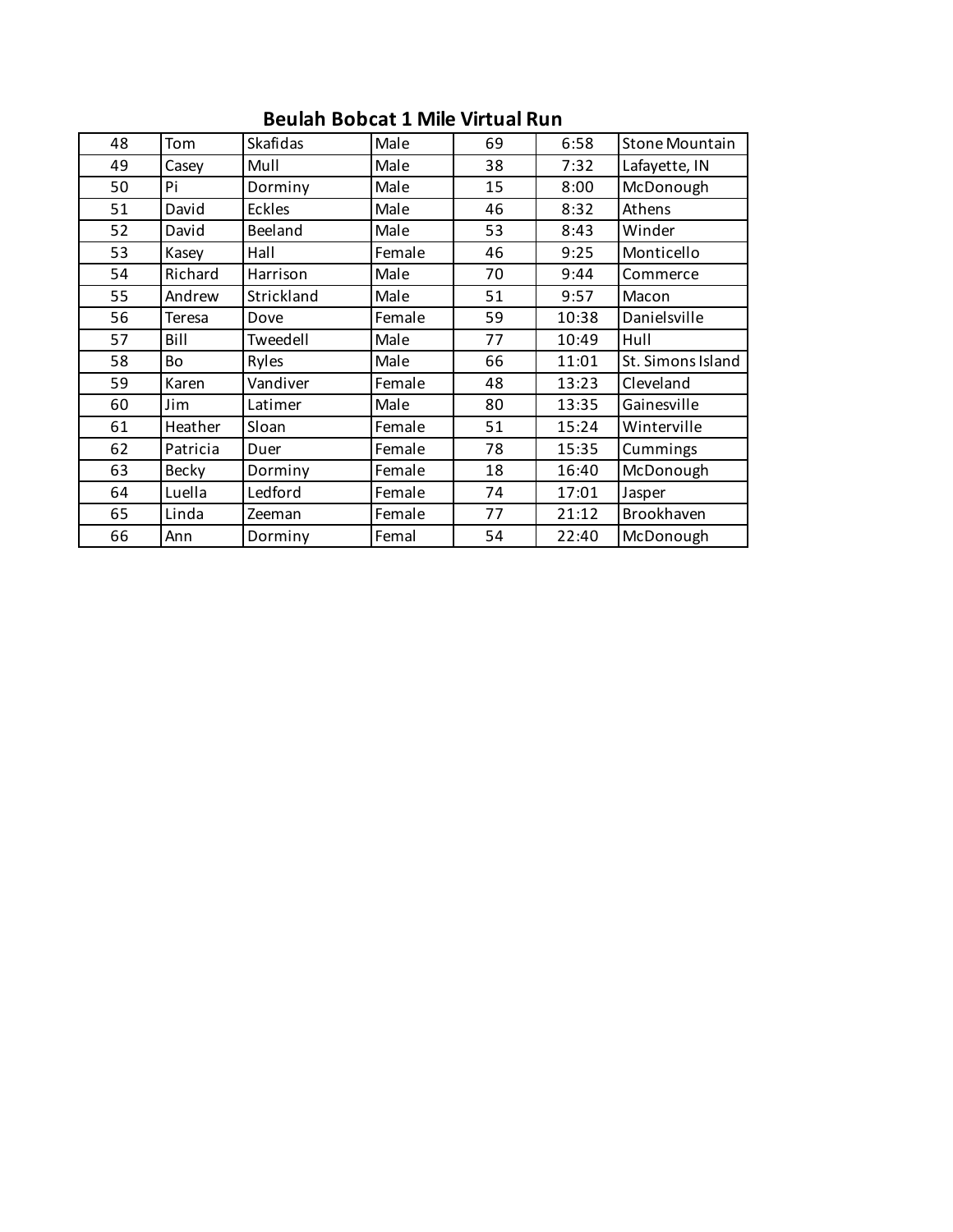# Beulah Bobcat 1 Mile Virtual Run

| | | | | | | |
|---|---|---|---|---|---|---|
| 48 | Tom | Skafidas | Male | 69 | 6:58 | Stone Mountain |
| 49 | Casey | Mull | Male | 38 | 7:32 | Lafayette, IN |
| 50 | Pi | Dorminy | Male | 15 | 8:00 | McDonough |
| 51 | David | Eckles | Male | 46 | 8:32 | Athens |
| 52 | David | Beeland | Male | 53 | 8:43 | Winder |
| 53 | Kasey | Hall | Female | 46 | 9:25 | Monticello |
| 54 | Richard | Harrison | Male | 70 | 9:44 | Commerce |
| 55 | Andrew | Strickland | Male | 51 | 9:57 | Macon |
| 56 | Teresa | Dove | Female | 59 | 10:38 | Danielsville |
| 57 | Bill | Tweedell | Male | 77 | 10:49 | Hull |
| 58 | Bo | Ryles | Male | 66 | 11:01 | St. Simons Island |
| 59 | Karen | Vandiver | Female | 48 | 13:23 | Cleveland |
| 60 | Jim | Latimer | Male | 80 | 13:35 | Gainesville |
| 61 | Heather | Sloan | Female | 51 | 15:24 | Winterville |
| 62 | Patricia | Duer | Female | 78 | 15:35 | Cummings |
| 63 | Becky | Dorminy | Female | 18 | 16:40 | McDonough |
| 64 | Luella | Ledford | Female | 74 | 17:01 | Jasper |
| 65 | Linda | Zeeman | Female | 77 | 21:12 | Brookhaven |
| 66 | Ann | Dorminy | Femal | 54 | 22:40 | McDonough |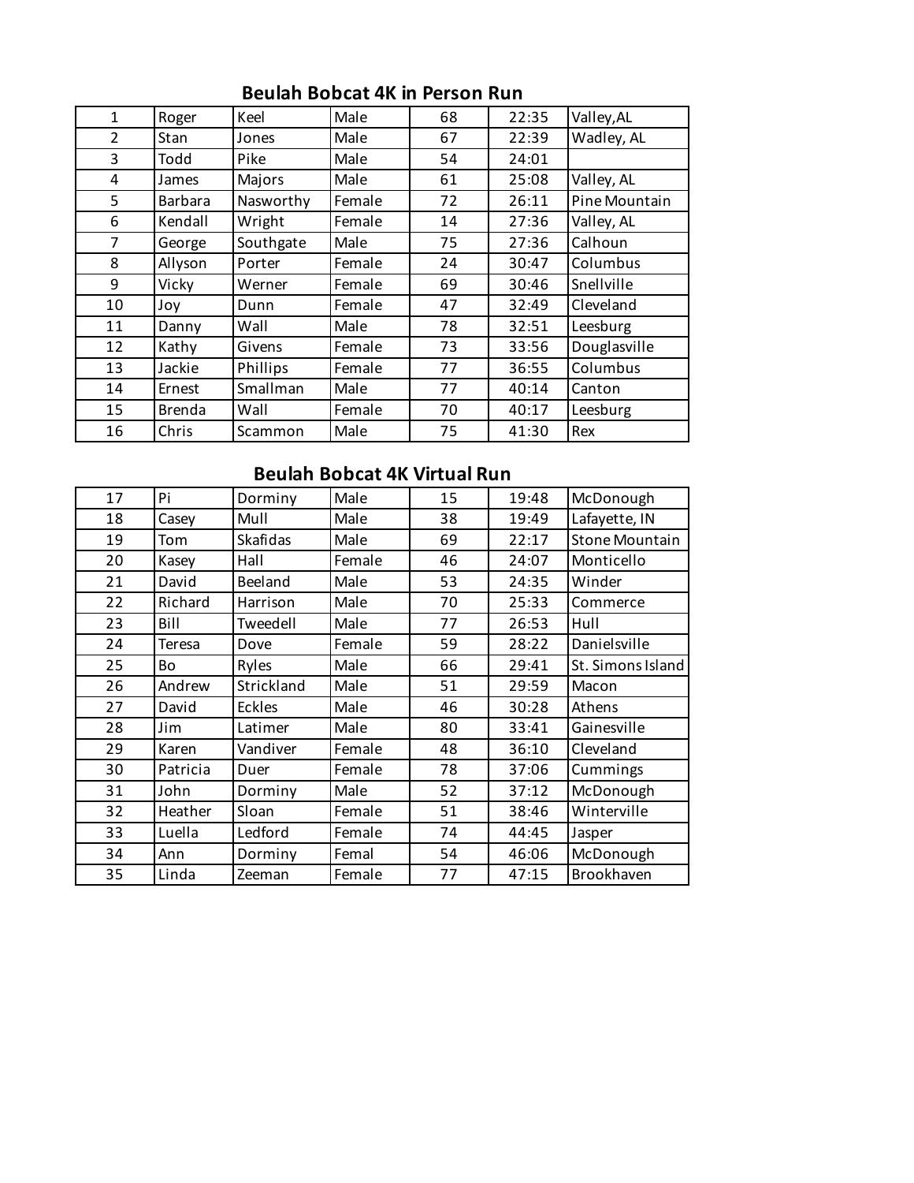## Beulah Bobcat 4K in Person Run

| | | | | | | |
|---|---|---|---|---|---|---|
| 1 | Roger | Keel | Male | 68 | 22:35 | Valley,AL |
| 2 | Stan | Jones | Male | 67 | 22:39 | Wadley, AL |
| 3 | Todd | Pike | Male | 54 | 24:01 | |
| 4 | James | Majors | Male | 61 | 25:08 | Valley, AL |
| 5 | Barbara | Nasworthy | Female | 72 | 26:11 | Pine Mountain |
| 6 | Kendall | Wright | Female | 14 | 27:36 | Valley, AL |
| 7 | George | Southgate | Male | 75 | 27:36 | Calhoun |
| 8 | Allyson | Porter | Female | 24 | 30:47 | Columbus |
| 9 | Vicky | Werner | Female | 69 | 30:46 | Snellville |
| 10 | Joy | Dunn | Female | 47 | 32:49 | Cleveland |
| 11 | Danny | Wall | Male | 78 | 32:51 | Leesburg |
| 12 | Kathy | Givens | Female | 73 | 33:56 | Douglasville |
| 13 | Jackie | Phillips | Female | 77 | 36:55 | Columbus |
| 14 | Ernest | Smallman | Male | 77 | 40:14 | Canton |
| 15 | Brenda | Wall | Female | 70 | 40:17 | Leesburg |
| 16 | Chris | Scammon | Male | 75 | 41:30 | Rex |

## Beulah Bobcat 4K Virtual Run

| | | | | | | |
|---|---|---|---|---|---|---|
| 17 | Pi | Dorminy | Male | 15 | 19:48 | McDonough |
| 18 | Casey | Mull | Male | 38 | 19:49 | Lafayette, IN |
| 19 | Tom | Skafidas | Male | 69 | 22:17 | Stone Mountain |
| 20 | Kasey | Hall | Female | 46 | 24:07 | Monticello |
| 21 | David | Beeland | Male | 53 | 24:35 | Winder |
| 22 | Richard | Harrison | Male | 70 | 25:33 | Commerce |
| 23 | Bill | Tweedell | Male | 77 | 26:53 | Hull |
| 24 | Teresa | Dove | Female | 59 | 28:22 | Danielsville |
| 25 | Bo | Ryles | Male | 66 | 29:41 | St. Simons Island |
| 26 | Andrew | Strickland | Male | 51 | 29:59 | Macon |
| 27 | David | Eckles | Male | 46 | 30:28 | Athens |
| 28 | Jim | Latimer | Male | 80 | 33:41 | Gainesville |
| 29 | Karen | Vandiver | Female | 48 | 36:10 | Cleveland |
| 30 | Patricia | Duer | Female | 78 | 37:06 | Cummings |
| 31 | John | Dorminy | Male | 52 | 37:12 | McDonough |
| 32 | Heather | Sloan | Female | 51 | 38:46 | Winterville |
| 33 | Luella | Ledford | Female | 74 | 44:45 | Jasper |
| 34 | Ann | Dorminy | Femal | 54 | 46:06 | McDonough |
| 35 | Linda | Zeeman | Female | 77 | 47:15 | Brookhaven |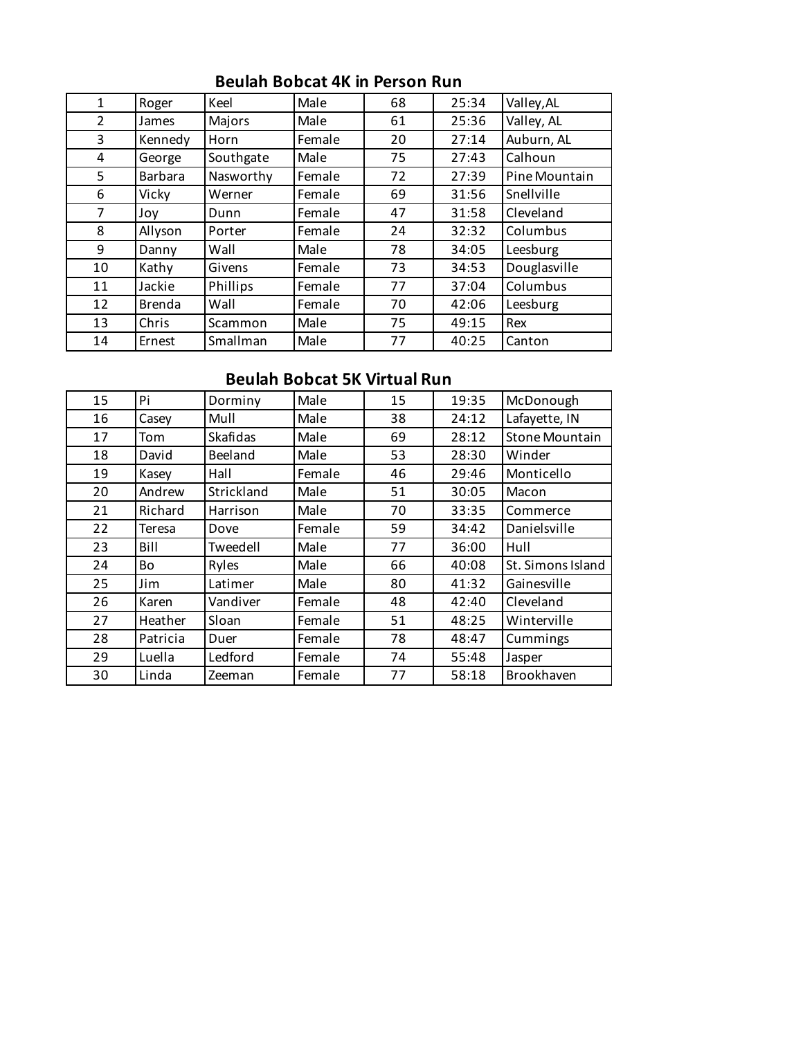## Beulah Bobcat 4K in Person Run

| | | | | | | |
|---|---|---|---|---|---|---|
| 1 | Roger | Keel | Male | 68 | 25:34 | Valley,AL |
| 2 | James | Majors | Male | 61 | 25:36 | Valley, AL |
| 3 | Kennedy | Horn | Female | 20 | 27:14 | Auburn, AL |
| 4 | George | Southgate | Male | 75 | 27:43 | Calhoun |
| 5 | Barbara | Nasworthy | Female | 72 | 27:39 | Pine Mountain |
| 6 | Vicky | Werner | Female | 69 | 31:56 | Snellville |
| 7 | Joy | Dunn | Female | 47 | 31:58 | Cleveland |
| 8 | Allyson | Porter | Female | 24 | 32:32 | Columbus |
| 9 | Danny | Wall | Male | 78 | 34:05 | Leesburg |
| 10 | Kathy | Givens | Female | 73 | 34:53 | Douglasville |
| 11 | Jackie | Phillips | Female | 77 | 37:04 | Columbus |
| 12 | Brenda | Wall | Female | 70 | 42:06 | Leesburg |
| 13 | Chris | Scammon | Male | 75 | 49:15 | Rex |
| 14 | Ernest | Smallman | Male | 77 | 40:25 | Canton |

## Beulah Bobcat 5K Virtual Run

| | | | | | | |
|---|---|---|---|---|---|---|
| 15 | Pi | Dorminy | Male | 15 | 19:35 | McDonough |
| 16 | Casey | Mull | Male | 38 | 24:12 | Lafayette, IN |
| 17 | Tom | Skafidas | Male | 69 | 28:12 | Stone Mountain |
| 18 | David | Beeland | Male | 53 | 28:30 | Winder |
| 19 | Kasey | Hall | Female | 46 | 29:46 | Monticello |
| 20 | Andrew | Strickland | Male | 51 | 30:05 | Macon |
| 21 | Richard | Harrison | Male | 70 | 33:35 | Commerce |
| 22 | Teresa | Dove | Female | 59 | 34:42 | Danielsville |
| 23 | Bill | Tweedell | Male | 77 | 36:00 | Hull |
| 24 | Bo | Ryles | Male | 66 | 40:08 | St. Simons Island |
| 25 | Jim | Latimer | Male | 80 | 41:32 | Gainesville |
| 26 | Karen | Vandiver | Female | 48 | 42:40 | Cleveland |
| 27 | Heather | Sloan | Female | 51 | 48:25 | Winterville |
| 28 | Patricia | Duer | Female | 78 | 48:47 | Cummings |
| 29 | Luella | Ledford | Female | 74 | 55:48 | Jasper |
| 30 | Linda | Zeeman | Female | 77 | 58:18 | Brookhaven |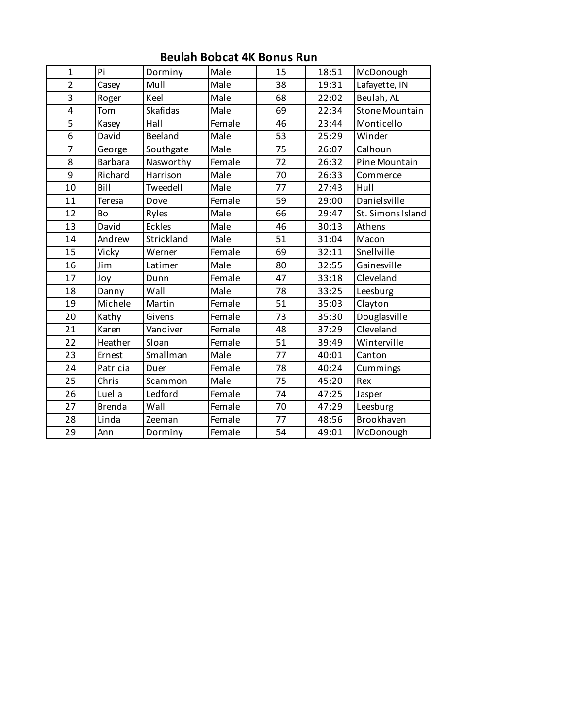# Beulah Bobcat 4K Bonus Run

| | | | | | | |
|---|---|---|---|---|---|---|
| 1 | Pi | Dorminy | Male | 15 | 18:51 | McDonough |
| 2 | Casey | Mull | Male | 38 | 19:31 | Lafayette, IN |
| 3 | Roger | Keel | Male | 68 | 22:02 | Beulah, AL |
| 4 | Tom | Skafidas | Male | 69 | 22:34 | Stone Mountain |
| 5 | Kasey | Hall | Female | 46 | 23:44 | Monticello |
| 6 | David | Beeland | Male | 53 | 25:29 | Winder |
| 7 | George | Southgate | Male | 75 | 26:07 | Calhoun |
| 8 | Barbara | Nasworthy | Female | 72 | 26:32 | Pine Mountain |
| 9 | Richard | Harrison | Male | 70 | 26:33 | Commerce |
| 10 | Bill | Tweedell | Male | 77 | 27:43 | Hull |
| 11 | Teresa | Dove | Female | 59 | 29:00 | Danielsville |
| 12 | Bo | Ryles | Male | 66 | 29:47 | St. Simons Island |
| 13 | David | Eckles | Male | 46 | 30:13 | Athens |
| 14 | Andrew | Strickland | Male | 51 | 31:04 | Macon |
| 15 | Vicky | Werner | Female | 69 | 32:11 | Snellville |
| 16 | Jim | Latimer | Male | 80 | 32:55 | Gainesville |
| 17 | Joy | Dunn | Female | 47 | 33:18 | Cleveland |
| 18 | Danny | Wall | Male | 78 | 33:25 | Leesburg |
| 19 | Michele | Martin | Female | 51 | 35:03 | Clayton |
| 20 | Kathy | Givens | Female | 73 | 35:30 | Douglasville |
| 21 | Karen | Vandiver | Female | 48 | 37:29 | Cleveland |
| 22 | Heather | Sloan | Female | 51 | 39:49 | Winterville |
| 23 | Ernest | Smallman | Male | 77 | 40:01 | Canton |
| 24 | Patricia | Duer | Female | 78 | 40:24 | Cummings |
| 25 | Chris | Scammon | Male | 75 | 45:20 | Rex |
| 26 | Luella | Ledford | Female | 74 | 47:25 | Jasper |
| 27 | Brenda | Wall | Female | 70 | 47:29 | Leesburg |
| 28 | Linda | Zeeman | Female | 77 | 48:56 | Brookhaven |
| 29 | Ann | Dorminy | Female | 54 | 49:01 | McDonough |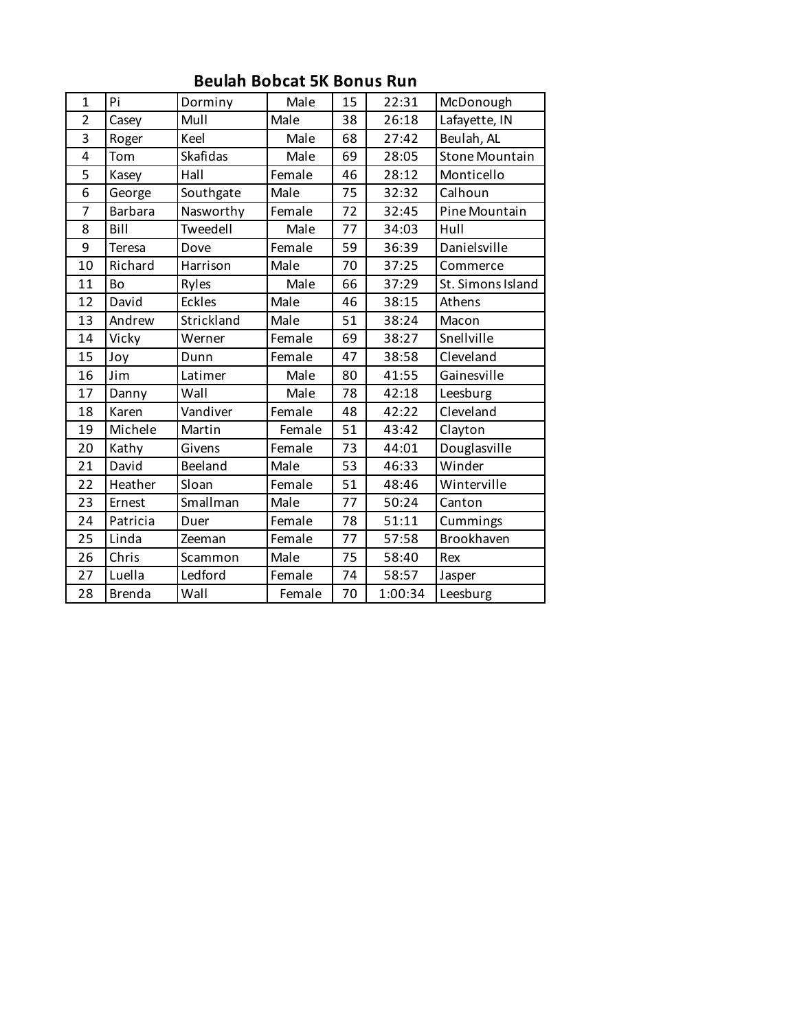## Beulah Bobcat 5K Bonus Run

| | | | | | | |
|---|---|---|---|---|---|---|
| 1 | Pi | Dorminy | Male | 15 | 22:31 | McDonough |
| 2 | Casey | Mull | Male | 38 | 26:18 | Lafayette, IN |
| 3 | Roger | Keel | Male | 68 | 27:42 | Beulah, AL |
| 4 | Tom | Skafidas | Male | 69 | 28:05 | Stone Mountain |
| 5 | Kasey | Hall | Female | 46 | 28:12 | Monticello |
| 6 | George | Southgate | Male | 75 | 32:32 | Calhoun |
| 7 | Barbara | Nasworthy | Female | 72 | 32:45 | Pine Mountain |
| 8 | Bill | Tweedell | Male | 77 | 34:03 | Hull |
| 9 | Teresa | Dove | Female | 59 | 36:39 | Danielsville |
| 10 | Richard | Harrison | Male | 70 | 37:25 | Commerce |
| 11 | Bo | Ryles | Male | 66 | 37:29 | St. Simons Island |
| 12 | David | Eckles | Male | 46 | 38:15 | Athens |
| 13 | Andrew | Strickland | Male | 51 | 38:24 | Macon |
| 14 | Vicky | Werner | Female | 69 | 38:27 | Snellville |
| 15 | Joy | Dunn | Female | 47 | 38:58 | Cleveland |
| 16 | Jim | Latimer | Male | 80 | 41:55 | Gainesville |
| 17 | Danny | Wall | Male | 78 | 42:18 | Leesburg |
| 18 | Karen | Vandiver | Female | 48 | 42:22 | Cleveland |
| 19 | Michele | Martin | Female | 51 | 43:42 | Clayton |
| 20 | Kathy | Givens | Female | 73 | 44:01 | Douglasville |
| 21 | David | Beeland | Male | 53 | 46:33 | Winder |
| 22 | Heather | Sloan | Female | 51 | 48:46 | Winterville |
| 23 | Ernest | Smallman | Male | 77 | 50:24 | Canton |
| 24 | Patricia | Duer | Female | 78 | 51:11 | Cummings |
| 25 | Linda | Zeeman | Female | 77 | 57:58 | Brookhaven |
| 26 | Chris | Scammon | Male | 75 | 58:40 | Rex |
| 27 | Luella | Ledford | Female | 74 | 58:57 | Jasper |
| 28 | Brenda | Wall | Female | 70 | 1:00:34 | Leesburg |